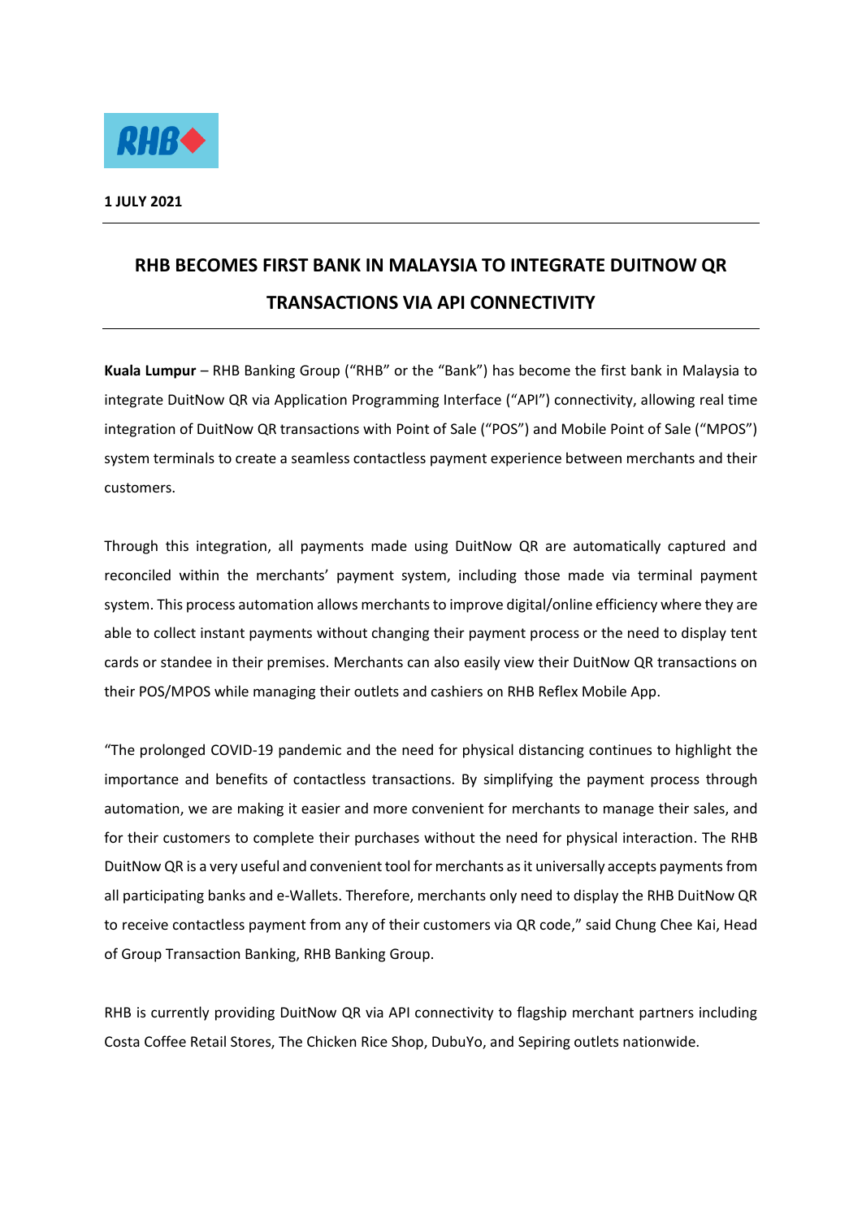**1 JULY 2021**

# RHB BECOMES FIRST BANK IN MALAYSIA TO INTEGRATE DUITNOW QR TRANSACTIONS VIA API CONNECTIVITY

**Kuala Lumpur** – RHB Banking Group ("RHB" or the "Bank") has become the first bank in Malaysia to integrate DuitNow QR via Application Programming Interface ("API") connectivity, allowing real time integration of DuitNow QR transactions with Point of Sale ("POS") and Mobile Point of Sale ("MPOS") system terminals to create a seamless contactless payment experience between merchants and their customers.

Through this integration, all payments made using DuitNow QR are automatically captured and reconciled within the merchants' payment system, including those made via terminal payment system. This process automation allows merchants to improve digital/online efficiency where they are able to collect instant payments without changing their payment process or the need to display tent cards or standee in their premises. Merchants can also easily view their DuitNow QR transactions on their POS/MPOS while managing their outlets and cashiers on RHB Reflex Mobile App.

"The prolonged COVID-19 pandemic and the need for physical distancing continues to highlight the importance and benefits of contactless transactions. By simplifying the payment process through automation, we are making it easier and more convenient for merchants to manage their sales, and for their customers to complete their purchases without the need for physical interaction. The RHB DuitNow QR is a very useful and convenient tool for merchants as it universally accepts payments from all participating banks and e-Wallets. Therefore, merchants only need to display the RHB DuitNow QR to receive contactless payment from any of their customers via QR code," said Chung Chee Kai, Head of Group Transaction Banking, RHB Banking Group.

RHB is currently providing DuitNow QR via API connectivity to flagship merchant partners including Costa Coffee Retail Stores, The Chicken Rice Shop, DubuYo, and Sepiring outlets nationwide.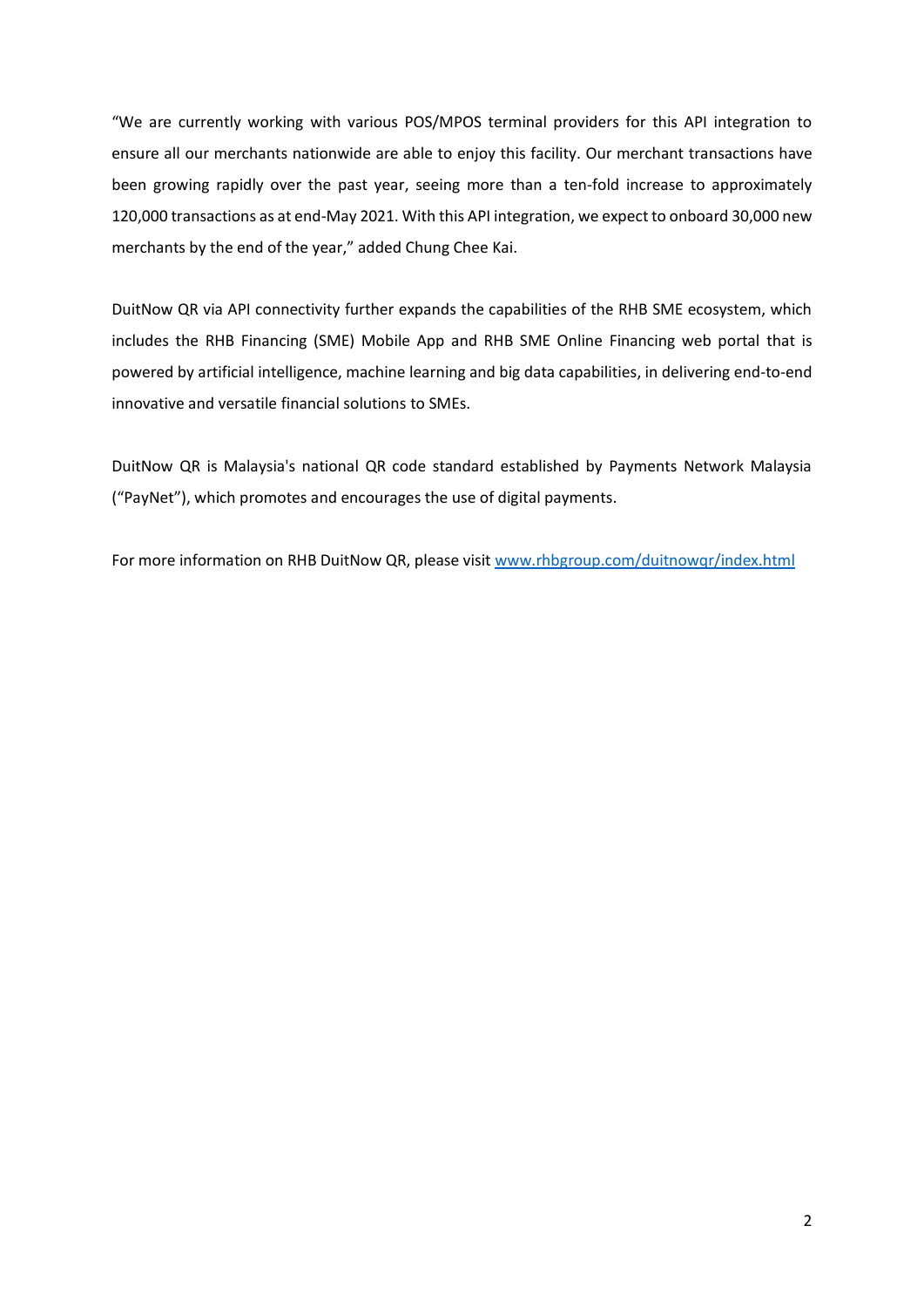"We are currently working with various POS/MPOS terminal providers for this API integration to ensure all our merchants nationwide are able to enjoy this facility. Our merchant transactions have been growing rapidly over the past year, seeing more than a ten-fold increase to approximately 120,000 transactions as at end-May 2021. With this API integration, we expect to onboard 30,000 new merchants by the end of the year," added Chung Chee Kai.

DuitNow QR via API connectivity further expands the capabilities of the RHB SME ecosystem, which includes the RHB Financing (SME) Mobile App and RHB SME Online Financing web portal that is powered by artificial intelligence, machine learning and big data capabilities, in delivering end-to-end innovative and versatile financial solutions to SMEs.

DuitNow QR is Malaysia's national QR code standard established by Payments Network Malaysia ("PayNet"), which promotes and encourages the use of digital payments.

For more information on RHB DuitNow QR, please visit [www.rhbgroup.com/duitnowqr/index.html](http://www.rhbgroup.com/duitnowqr/index.html)